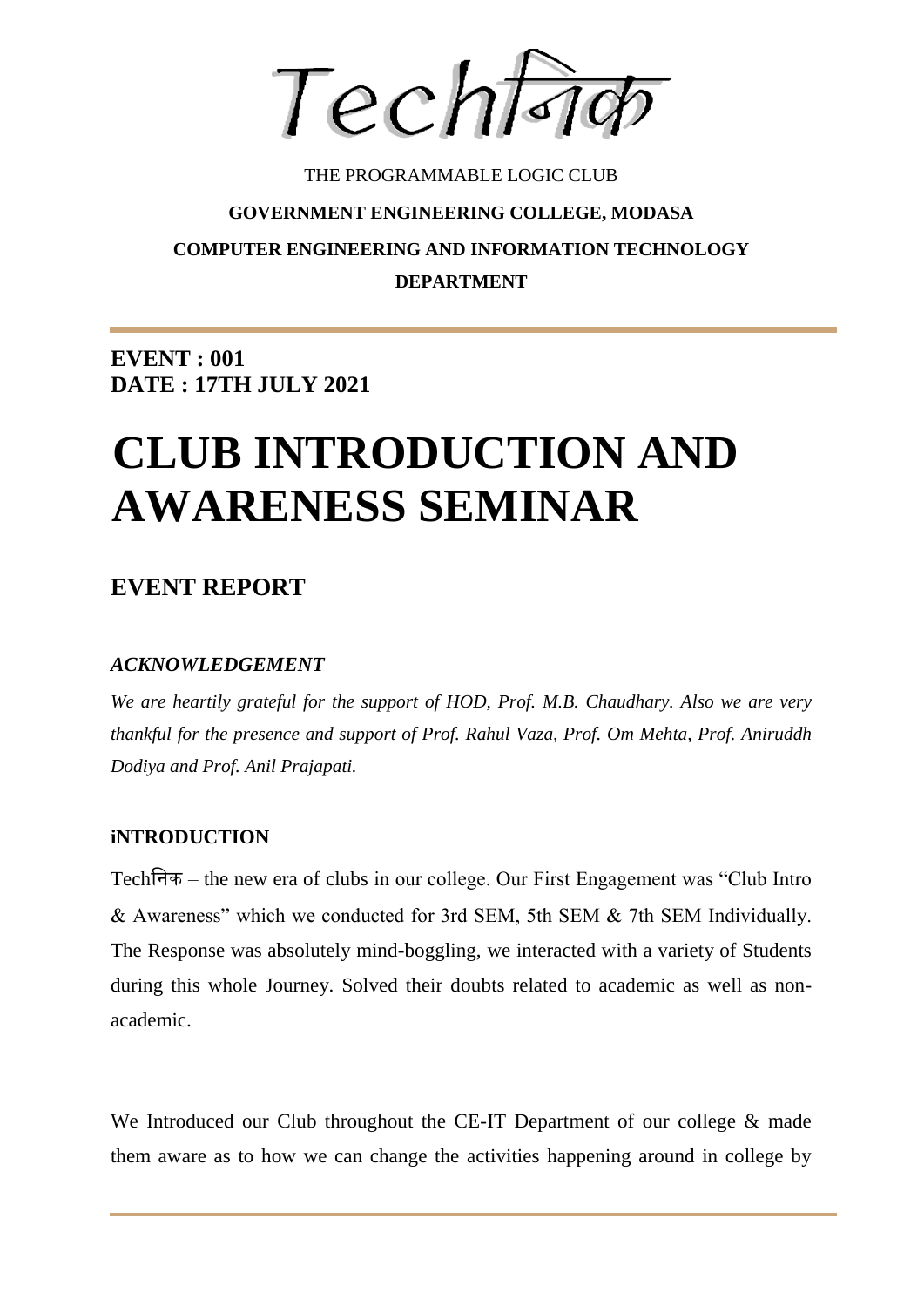# Techनिक

THE PROGRAMMABLE LOGIC CLUB

**GOVERNMENT ENGINEERING COLLEGE, MODASA**

**COMPUTER ENGINEERING AND INFORMATION TECHNOLOGY DEPARTMENT**

**EVENT : 001**
**DATE : 17TH JULY 2021**

# CLUB INTRODUCTION AND AWARENESS SEMINAR

## EVENT REPORT

### *ACKNOWLEDGEMENT*

*We are heartily grateful for the support of HOD, Prof. M.B. Chaudhary. Also we are very thankful for the presence and support of Prof. Rahul Vaza, Prof. Om Mehta, Prof. Aniruddh Dodiya and Prof. Anil Prajapati.*

### iNTRODUCTION

Techनिक – the new era of clubs in our college. Our First Engagement was "Club Intro & Awareness" which we conducted for 3rd SEM, 5th SEM & 7th SEM Individually. The Response was absolutely mind-boggling, we interacted with a variety of Students during this whole Journey. Solved their doubts related to academic as well as non-academic.

We Introduced our Club throughout the CE-IT Department of our college & made them aware as to how we can change the activities happening around in college by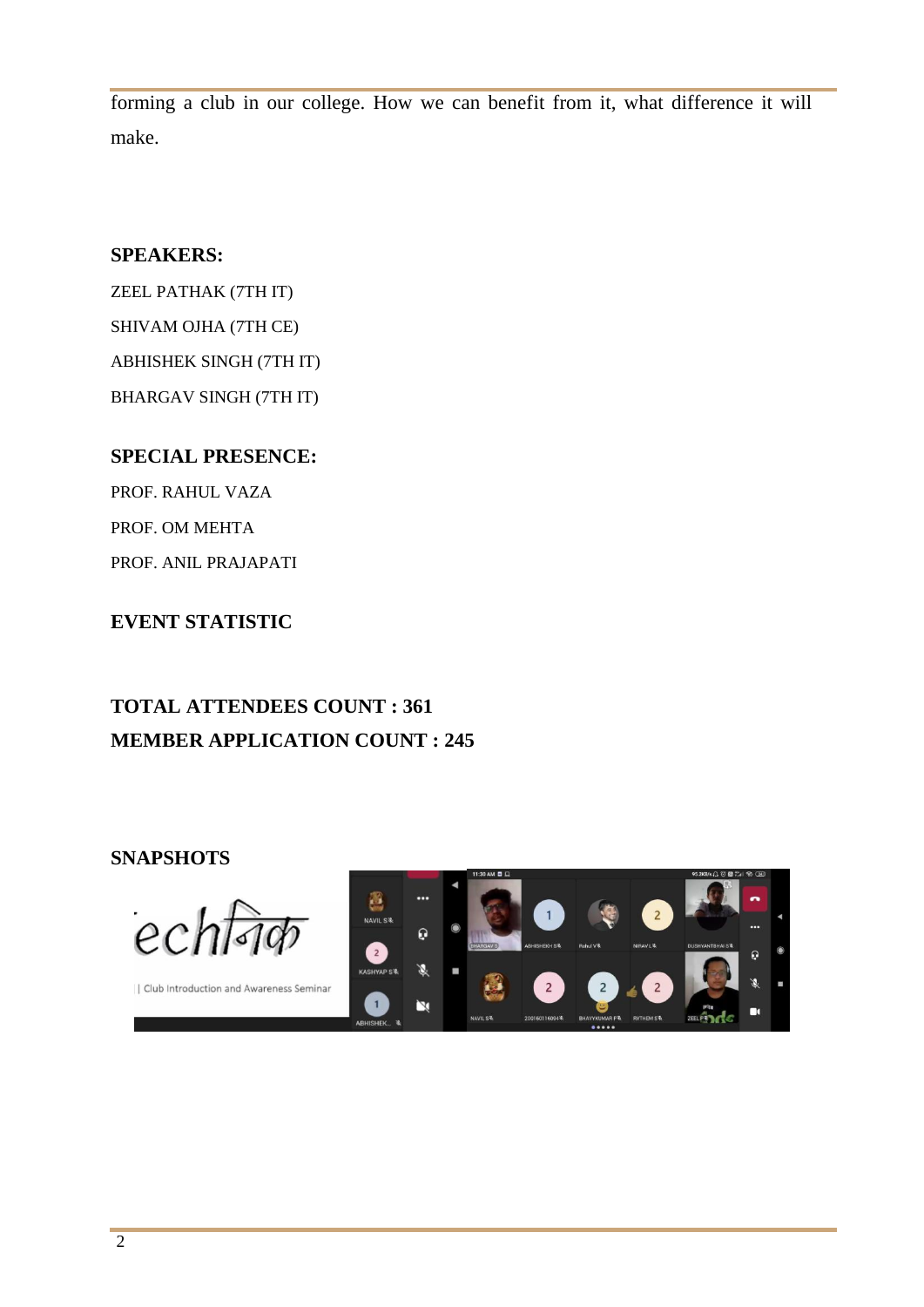forming a club in our college. How we can benefit from it, what difference it will make.

**SPEAKERS:**

ZEEL PATHAK (7TH IT)

SHIVAM OJHA (7TH CE)

ABHISHEK SINGH (7TH IT)

BHARGAV SINGH (7TH IT)

**SPECIAL PRESENCE:**

PROF. RAHUL VAZA

PROF. OM MEHTA

PROF. ANIL PRAJAPATI

**EVENT STATISTIC**

**TOTAL ATTENDEES COUNT : 361**

**MEMBER APPLICATION COUNT : 245**

**SNAPSHOTS**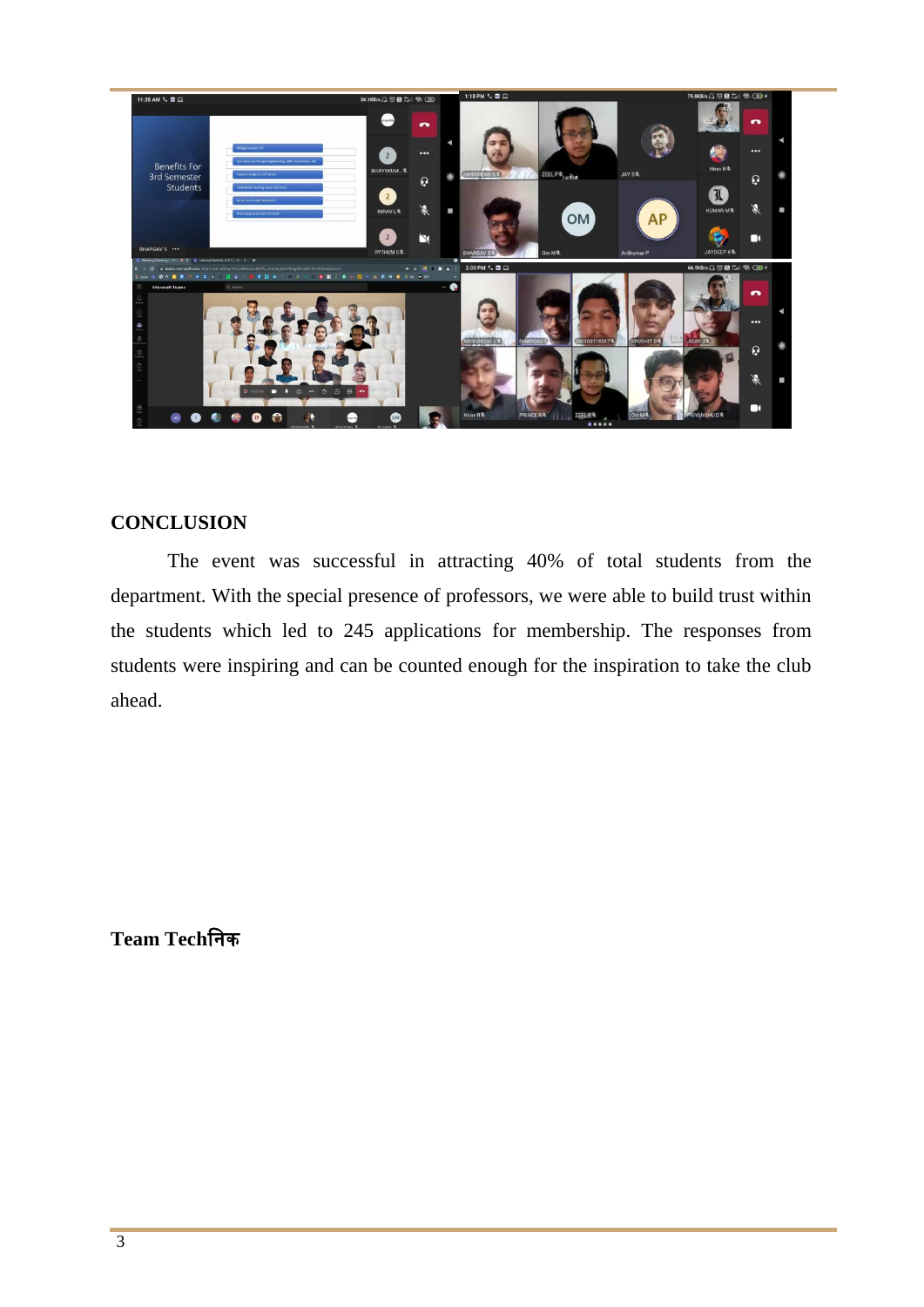## CONCLUSION

The event was successful in attracting 40% of total students from the department. With the special presence of professors, we were able to build trust within the students which led to 245 applications for membership. The responses from students were inspiring and can be counted enough for the inspiration to take the club ahead.

**Team Techनिक**